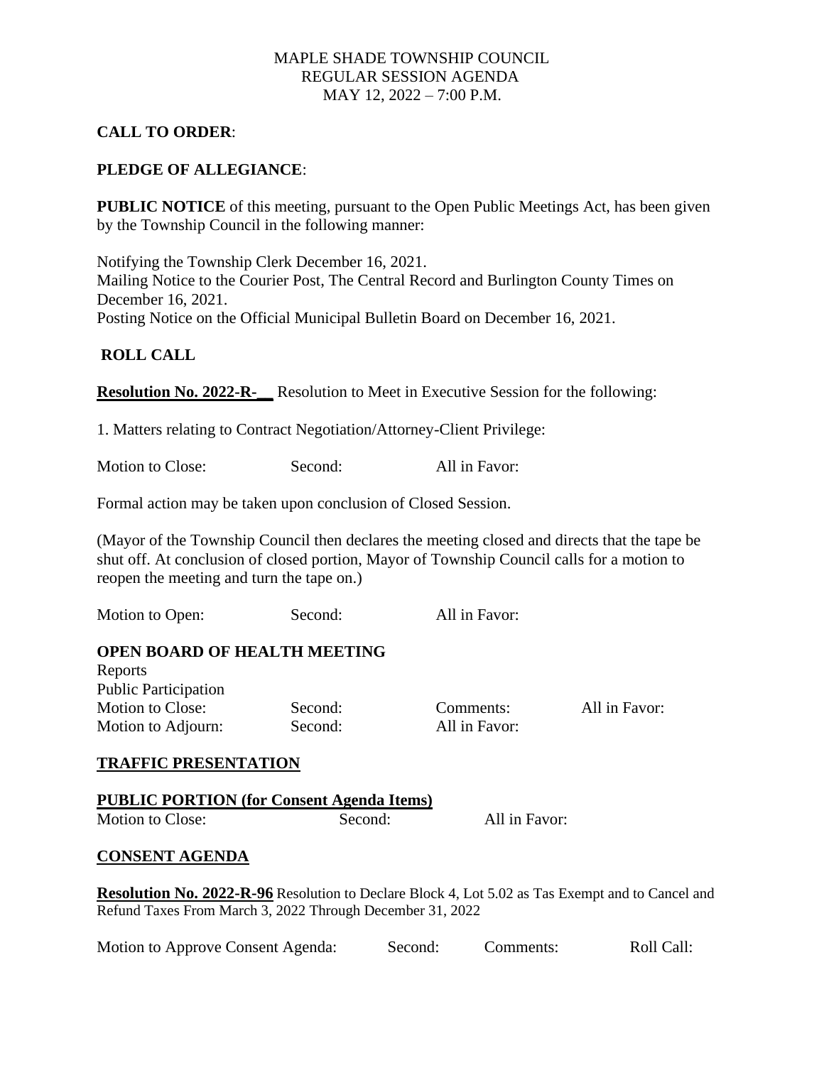MAPLE SHADE TOWNSHIP COUNCIL
REGULAR SESSION AGENDA
MAY 12, 2022 – 7:00 P.M.

**CALL TO ORDER**:

**PLEDGE OF ALLEGIANCE**:

**PUBLIC NOTICE** of this meeting, pursuant to the Open Public Meetings Act, has been given by the Township Council in the following manner:

Notifying the Township Clerk December 16, 2021.
Mailing Notice to the Courier Post, The Central Record and Burlington County Times on December 16, 2021.
Posting Notice on the Official Municipal Bulletin Board on December 16, 2021.

**ROLL CALL**

**Resolution No. 2022-R-__** Resolution to Meet in Executive Session for the following:

1. Matters relating to Contract Negotiation/Attorney-Client Privilege:

Motion to Close: Second: All in Favor:

Formal action may be taken upon conclusion of Closed Session.

(Mayor of the Township Council then declares the meeting closed and directs that the tape be shut off. At conclusion of closed portion, Mayor of Township Council calls for a motion to reopen the meeting and turn the tape on.)

Motion to Open: Second: All in Favor:

**OPEN BOARD OF HEALTH MEETING**

Reports
Public Participation
Motion to Close: Second: Comments: All in Favor:
Motion to Adjourn: Second: All in Favor:

**TRAFFIC PRESENTATION**

**PUBLIC PORTION (for Consent Agenda Items)**

Motion to Close: Second: All in Favor:

**CONSENT AGENDA**

**Resolution No. 2022-R-96** Resolution to Declare Block 4, Lot 5.02 as Tas Exempt and to Cancel and Refund Taxes From March 3, 2022 Through December 31, 2022

Motion to Approve Consent Agenda: Second: Comments: Roll Call: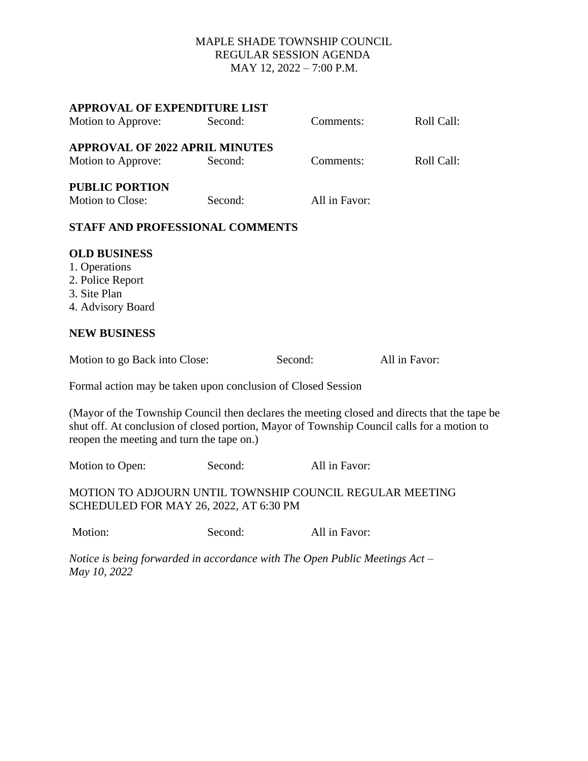MAPLE SHADE TOWNSHIP COUNCIL
REGULAR SESSION AGENDA
MAY 12, 2022 – 7:00 P.M.

**APPROVAL OF EXPENDITURE LIST**

Motion to Approve: Second: Comments: Roll Call:

**APPROVAL OF 2022 APRIL MINUTES**

Motion to Approve: Second: Comments: Roll Call:

**PUBLIC PORTION**

Motion to Close: Second: All in Favor:

**STAFF AND PROFESSIONAL COMMENTS**

**OLD BUSINESS**

1. Operations
2. Police Report
3. Site Plan
4. Advisory Board

**NEW BUSINESS**

Motion to go Back into Close: Second: All in Favor:

Formal action may be taken upon conclusion of Closed Session

(Mayor of the Township Council then declares the meeting closed and directs that the tape be shut off. At conclusion of closed portion, Mayor of Township Council calls for a motion to reopen the meeting and turn the tape on.)

Motion to Open: Second: All in Favor:

MOTION TO ADJOURN UNTIL TOWNSHIP COUNCIL REGULAR MEETING SCHEDULED FOR MAY 26, 2022, AT 6:30 PM

Motion: Second: All in Favor:

*Notice is being forwarded in accordance with The Open Public Meetings Act – May 10, 2022*